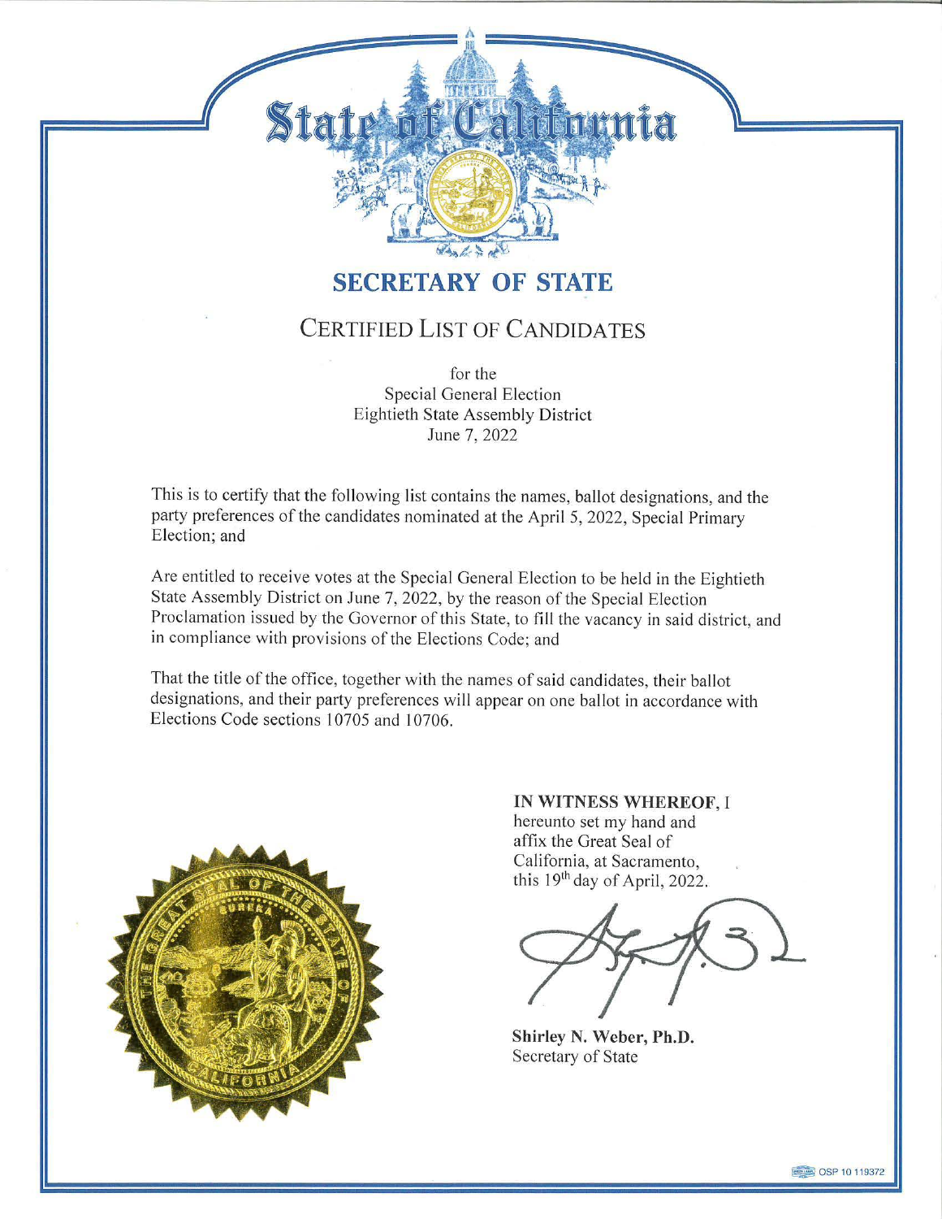# State of California

## SECRETARY OF STATE

### CERTIFIED LIST OF CANDIDATES

for the
Special General Election
Eightieth State Assembly District
June 7, 2022

This is to certify that the following list contains the names, ballot designations, and the party preferences of the candidates nominated at the April 5, 2022, Special Primary Election; and

Are entitled to receive votes at the Special General Election to be held in the Eightieth State Assembly District on June 7, 2022, by the reason of the Special Election Proclamation issued by the Governor of this State, to fill the vacancy in said district, and in compliance with provisions of the Elections Code; and

That the title of the office, together with the names of said candidates, their ballot designations, and their party preferences will appear on one ballot in accordance with Elections Code sections 10705 and 10706.

**IN WITNESS WHEREOF**, I hereunto set my hand and affix the Great Seal of California, at Sacramento, this 19th day of April, 2022.

**Shirley N. Weber, Ph.D.**
Secretary of State

OSP 10 119372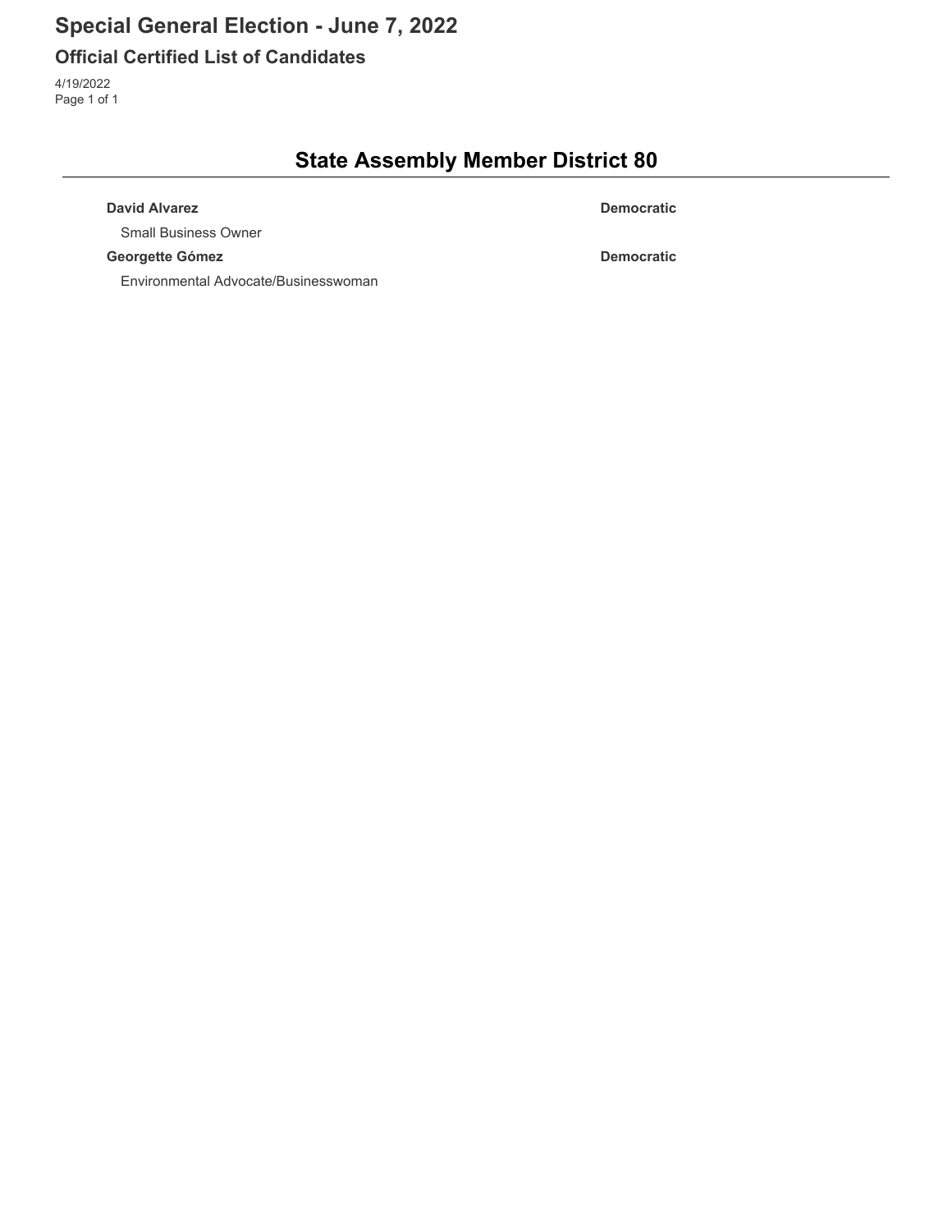# Special General Election - June 7, 2022

## Official Certified List of Candidates

4/19/2022

## State Assembly Member District 80

| | |
|---|---|
| **David Alvarez** | **Democratic** |
| Small Business Owner | |
| **Georgette Gómez** | **Democratic** |
| Environmental Advocate/Businesswoman | |